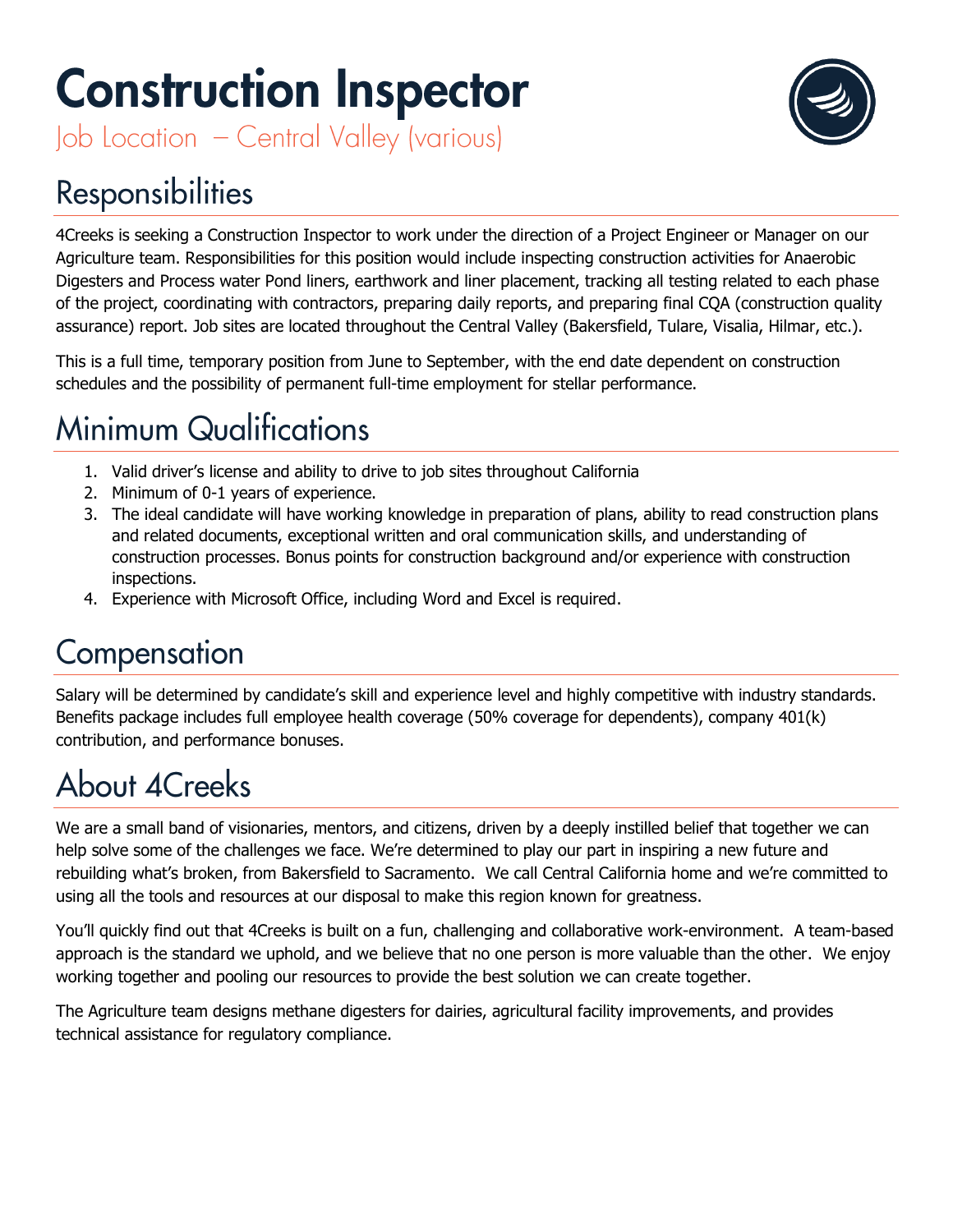# Construction Inspector

Job Location – Central Valley (various)

## Responsibilities

4Creeks is seeking a Construction Inspector to work under the direction of a Project Engineer or Manager on our Agriculture team. Responsibilities for this position would include inspecting construction activities for Anaerobic Digesters and Process water Pond liners, earthwork and liner placement, tracking all testing related to each phase of the project, coordinating with contractors, preparing daily reports, and preparing final CQA (construction quality assurance) report. Job sites are located throughout the Central Valley (Bakersfield, Tulare, Visalia, Hilmar, etc.).

This is a full time, temporary position from June to September, with the end date dependent on construction schedules and the possibility of permanent full-time employment for stellar performance.

## Minimum Qualifications

1. Valid driver's license and ability to drive to job sites throughout California
2. Minimum of 0-1 years of experience.
3. The ideal candidate will have working knowledge in preparation of plans, ability to read construction plans and related documents, exceptional written and oral communication skills, and understanding of construction processes. Bonus points for construction background and/or experience with construction inspections.
4. Experience with Microsoft Office, including Word and Excel is required.

## Compensation

Salary will be determined by candidate's skill and experience level and highly competitive with industry standards. Benefits package includes full employee health coverage (50% coverage for dependents), company 401(k) contribution, and performance bonuses.

## About 4Creeks

We are a small band of visionaries, mentors, and citizens, driven by a deeply instilled belief that together we can help solve some of the challenges we face. We're determined to play our part in inspiring a new future and rebuilding what's broken, from Bakersfield to Sacramento. We call Central California home and we're committed to using all the tools and resources at our disposal to make this region known for greatness.

You'll quickly find out that 4Creeks is built on a fun, challenging and collaborative work-environment. A team-based approach is the standard we uphold, and we believe that no one person is more valuable than the other. We enjoy working together and pooling our resources to provide the best solution we can create together.

The Agriculture team designs methane digesters for dairies, agricultural facility improvements, and provides technical assistance for regulatory compliance.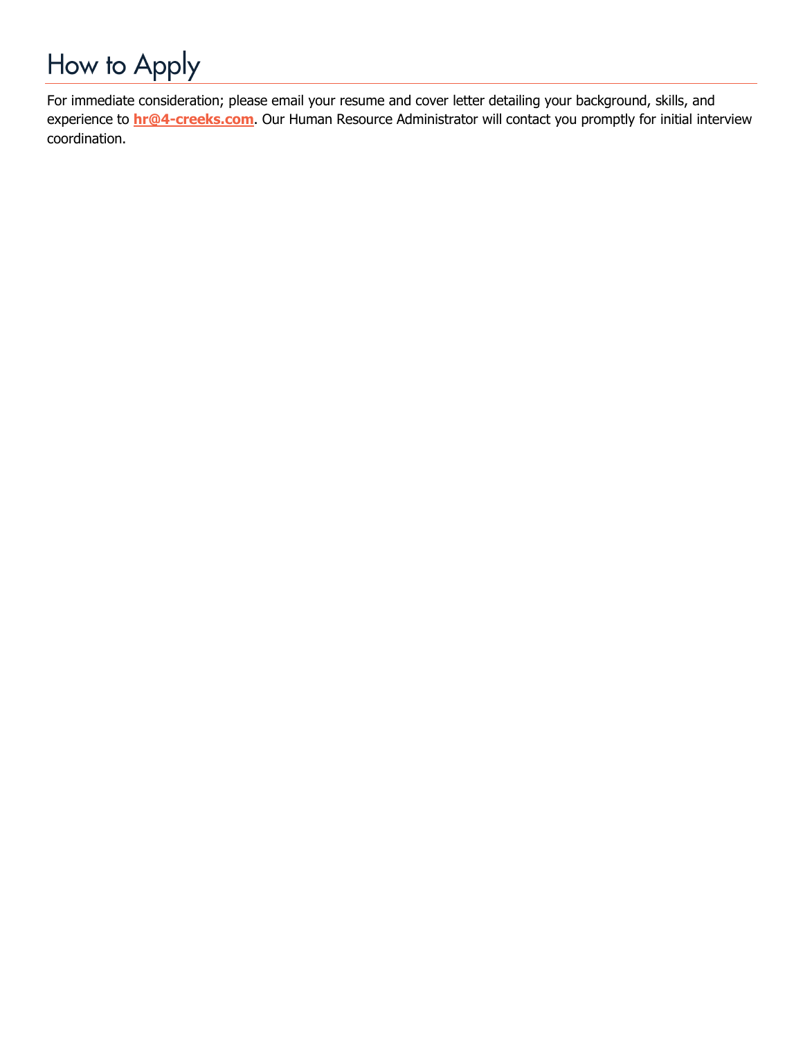# How to Apply

For immediate consideration; please email your resume and cover letter detailing your background, skills, and experience to **hr@4-creeks.com**. Our Human Resource Administrator will contact you promptly for initial interview coordination.